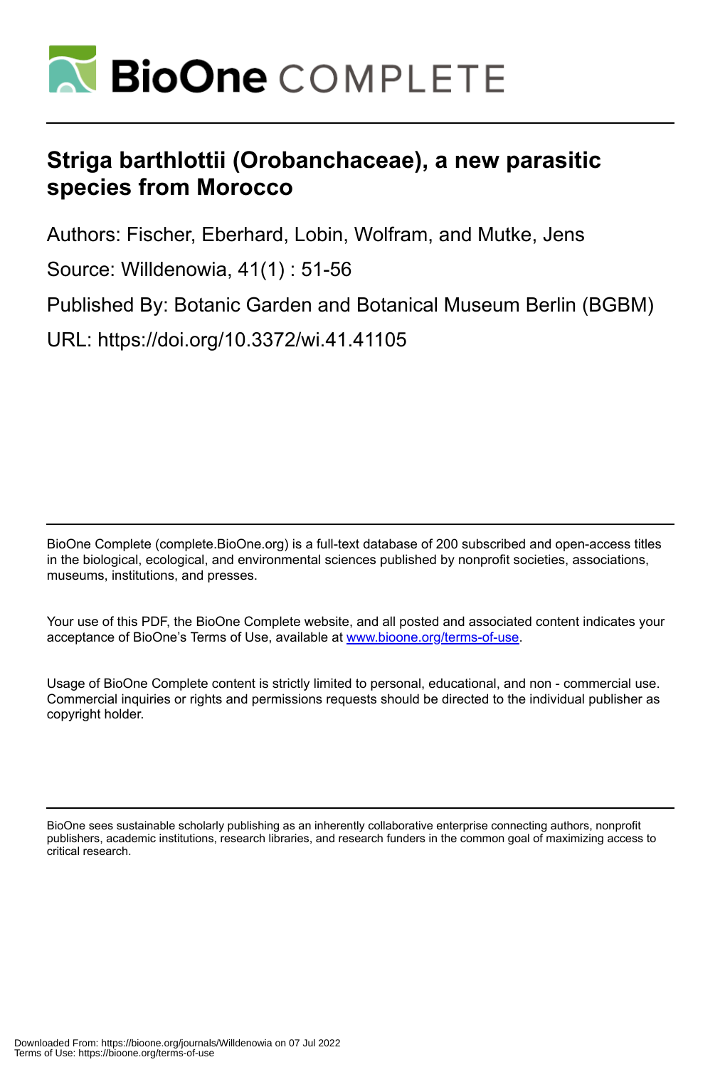# Striga barthlottii (Orobanchaceae), a new parasitic species from Morocco

Authors: Fischer, Eberhard, Lobin, Wolfram, and Mutke, Jens

Source: Willdenowia, 41(1) : 51-56

Published By: Botanic Garden and Botanical Museum Berlin (BGBM)

URL: https://doi.org/10.3372/wi.41.41105

---

BioOne Complete (complete.BioOne.org) is a full-text database of 200 subscribed and open-access titles in the biological, ecological, and environmental sciences published by nonprofit societies, associations, museums, institutions, and presses.

Your use of this PDF, the BioOne Complete website, and all posted and associated content indicates your acceptance of BioOne's Terms of Use, available at www.bioone.org/terms-of-use.

Usage of BioOne Complete content is strictly limited to personal, educational, and non - commercial use. Commercial inquiries or rights and permissions requests should be directed to the individual publisher as copyright holder.

---

BioOne sees sustainable scholarly publishing as an inherently collaborative enterprise connecting authors, nonprofit publishers, academic institutions, research libraries, and research funders in the common goal of maximizing access to critical research.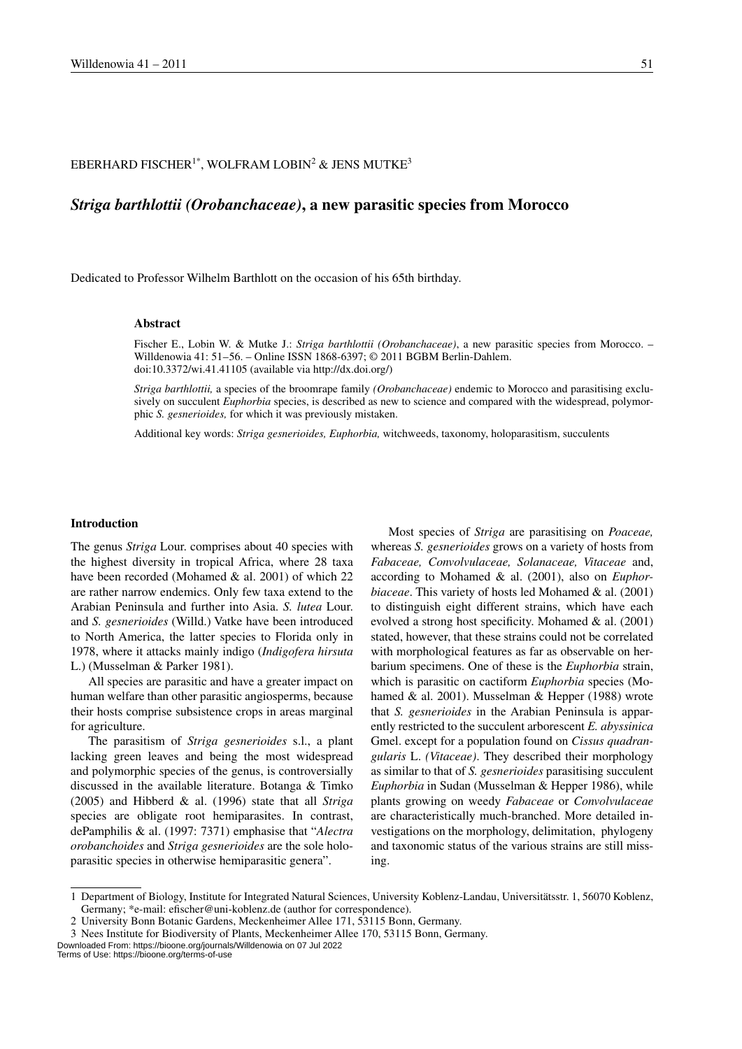EBERHARD FISCHER[1*], WOLFRAM LOBIN[2] & JENS MUTKE[3]

# *Striga barthlottii (Orobanchaceae)*, a new parasitic species from Morocco

Dedicated to Professor Wilhelm Barthlott on the occasion of his 65th birthday.

### Abstract

Fischer E., Lobin W. & Mutke J.: *Striga barthlottii (Orobanchaceae)*, a new parasitic species from Morocco. – Willdenowia 41: 51–56. – Online ISSN 1868-6397; © 2011 BGBM Berlin-Dahlem.
doi:10.3372/wi.41.41105 (available via http://dx.doi.org/)

*Striga barthlottii,* a species of the broomrape family *(Orobanchaceae)* endemic to Morocco and parasitising exclusively on succulent *Euphorbia* species, is described as new to science and compared with the widespread, polymorphic *S. gesnerioides,* for which it was previously mistaken.

Additional key words: *Striga gesnerioides, Euphorbia,* witchweeds, taxonomy, holoparasitism, succulents

## Introduction

The genus *Striga* Lour. comprises about 40 species with the highest diversity in tropical Africa, where 28 taxa have been recorded (Mohamed & al. 2001) of which 22 are rather narrow endemics. Only few taxa extend to the Arabian Peninsula and further into Asia. *S. lutea* Lour. and *S. gesnerioides* (Willd.) Vatke have been introduced to North America, the latter species to Florida only in 1978, where it attacks mainly indigo (*Indigofera hirsuta* L.) (Musselman & Parker 1981).

All species are parasitic and have a greater impact on human welfare than other parasitic angiosperms, because their hosts comprise subsistence crops in areas marginal for agriculture.

The parasitism of *Striga gesnerioides* s.l., a plant lacking green leaves and being the most widespread and polymorphic species of the genus, is controversially discussed in the available literature. Botanga & Timko (2005) and Hibberd & al. (1996) state that all *Striga* species are obligate root hemiparasites. In contrast, dePamphilis & al. (1997: 7371) emphasise that "*Alectra orobanchoides* and *Striga gesnerioides* are the sole holoparasitic species in otherwise hemiparasitic genera".

Most species of *Striga* are parasitising on *Poaceae,* whereas *S. gesnerioides* grows on a variety of hosts from *Fabaceae, Convolvulaceae, Solanaceae, Vitaceae* and, according to Mohamed & al. (2001), also on *Euphorbiaceae*. This variety of hosts led Mohamed & al. (2001) to distinguish eight different strains, which have each evolved a strong host specificity. Mohamed & al. (2001) stated, however, that these strains could not be correlated with morphological features as far as observable on herbarium specimens. One of these is the *Euphorbia* strain, which is parasitic on cactiform *Euphorbia* species (Mohamed & al. 2001). Musselman & Hepper (1988) wrote that *S. gesnerioides* in the Arabian Peninsula is apparently restricted to the succulent arborescent *E. abyssinica* Gmel. except for a population found on *Cissus quadrangularis* L. *(Vitaceae)*. They described their morphology as similar to that of *S. gesnerioides* parasitising succulent *Euphorbia* in Sudan (Musselman & Hepper 1986), while plants growing on weedy *Fabaceae* or *Convolvulaceae* are characteristically much-branched. More detailed investigations on the morphology, delimitation, phylogeny and taxonomic status of the various strains are still missing.

---

1 Department of Biology, Institute for Integrated Natural Sciences, University Koblenz-Landau, Universitätsstr. 1, 56070 Koblenz, Germany; *e-mail: efischer@uni-koblenz.de (author for correspondence).
2 University Bonn Botanic Gardens, Meckenheimer Allee 171, 53115 Bonn, Germany.
3 Nees Institute for Biodiversity of Plants, Meckenheimer Allee 170, 53115 Bonn, Germany.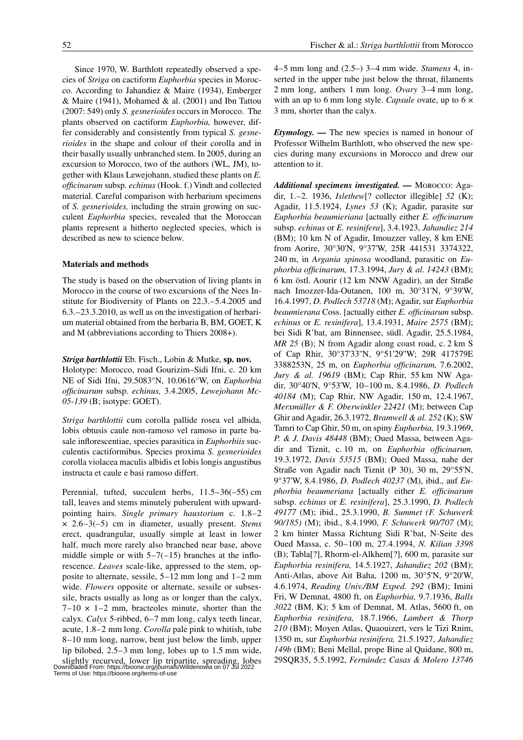Since 1970, W. Barthlott repeatedly observed a species of *Striga* on cactiform *Euphorbia* species in Morocco. According to Jahandiez & Maire (1934), Emberger & Maire (1941), Mohamed & al. (2001) and Ibn Tattou (2007: 549) only *S. gesnerioides* occurs in Morocco. The plants observed on cactiform *Euphorbia,* however, differ considerably and consistently from typical *S. gesnerioides* in the shape and colour of their corolla and in their basally usually unbranched stem. In 2005, during an excursion to Morocco, two of the authors (WL, JM), together with Klaus Lewejohann, studied these plants on *E. officinarum* subsp. *echinus* (Hook. f.) Vindt and collected material. Careful comparison with herbarium specimens of *S. gesnerioides,* including the strain growing on succulent *Euphorbia* species, revealed that the Moroccan plants represent a hitherto neglected species, which is described as new to science below.

## Materials and methods

The study is based on the observation of living plants in Morocco in the course of two excursions of the Nees Institute for Biodiversity of Plants on 22.3.–5.4.2005 and 6.3.–23.3.2010, as well as on the investigation of herbarium material obtained from the herbaria B, BM, GOET, K and M (abbreviations according to Thiers 2008+).

***Striga barthlottii*** Eb. Fisch., Lobin & Mutke, **sp. nov.**
Holotype: Morocco, road Gourizim–Sidi Ifni, c. 20 km NE of Sidi Ifni, 29.5083°N, 10.0616°W, on *Euphorbia officinarum* subsp. *echinus,* 3.4.2005, *Lewejohann Mc-05-139* (B; isotype: GOET).

*Striga barthlottii* cum corolla pallide rosea vel albida, lobis obtusis caule non-ramoso vel ramoso in parte basale inflorescentiae, species parasitica in *Euphorbiis* succulentis cactiformibus. Species proxima *S. gesnerioides* corolla violacea maculis albidis et lobis longis angustibus instructa et caule e basi ramoso differt.

Perennial, tufted, succulent herbs, 11.5–36(–55) cm tall, leaves and stems minutely puberulent with upward-pointing hairs. *Single primary haustorium* c. 1.8–2 × 2.6–3(–5) cm in diameter, usually present. *Stems* erect, quadrangular, usually simple at least in lower half, much more rarely also branched near base, above middle simple or with 5–7(–15) branches at the inflorescence. *Leaves* scale-like, appressed to the stem, opposite to alternate, sessile, 5–12 mm long and 1–2 mm wide. *Flowers* opposite or alternate, sessile or subsessile, bracts usually as long as or longer than the calyx, 7–10 × 1–2 mm, bracteoles minute, shorter than the calyx. *Calyx* 5-ribbed, 6–7 mm long, calyx teeth linear, acute, 1.8–2 mm long. *Corolla* pale pink to whitish, tube 8–10 mm long, narrow, bent just below the limb, upper lip bilobed, 2.5–3 mm long, lobes up to 1.5 mm wide, slightly recurved, lower lip tripartite, spreading, lobes 4–5 mm long and (2.5–) 3–4 mm wide. *Stamens* 4, inserted in the upper tube just below the throat, filaments 2 mm long, anthers 1 mm long. *Ovary* 3–4 mm long, with an up to 6 mm long style. *Capsule* ovate, up to 6 × 3 mm, shorter than the calyx.

***Etymology.* —** The new species is named in honour of Professor Wilhelm Barthlott, who observed the new species during many excursions in Morocco and drew our attention to it.

***Additional specimens investigated.* —** MOROCCO: Agadir, 1.–2. 1936, *Islethew*[? collector illegible] *52* (K); Agadir, 11.5.1924, *Lynes 53* (K); Agadir, parasite sur *Euphorbia beaumieriana* [actually either *E. officinarum* subsp. *echinus* or *E. resinifera*], 3.4.1923, *Jahandiez 214* (BM); 10 km N of Agadir, Imouzzer valley, 8 km ENE from Aorire, 30°30'N, 9°37'W, 25R 441531 3374322, 240 m, in *Argania spinosa* woodland, parasitic on *Euphorbia officinarum,* 17.3.1994, *Jury & al. 14243* (BM); 6 km östl. Aourir (12 km NNW Agadir), an der Straße nach Imozzer-Ida-Outanen, 100 m, 30°31'N, 9°39'W, 16.4.1997, *D. Podlech 53718* (M); Agadir, sur *Euphorbia beaumierana* Coss. [actually either *E. officinarum* subsp. *echinus* or *E. resinifera*], 13.4.1931, *Maire 2575* (BM); bei Sidi R'bat, am Binnensee, südl. Agadir, 25.5.1984, *MR 25* (B); N from Agadir along coast road, c. 2 km S of Cap Rhir, 30°37'33"N, 9°51'29"W; 29R 417579E 3388253N, 25 m, on *Euphorbia officinarum,* 7.6.2002, *Jury & al. 19619* (BM); Cap Rhir, 55 km NW Agadir, 30°40'N, 9°53'W, 10–100 m, 8.4.1986, *D. Podlech 40184* (M); Cap Rhir, NW Agadir, 150 m, 12.4.1967, *Merxmüller & F. Oberwinkler 22421* (M); between Cap Ghir and Agadir, 26.3.1972, *Bramwell & al. 252* (K); SW Tamri to Cap Ghir, 50 m, on spiny *Euphorbia,* 19.3.1969, *P. & J. Davis 48448* (BM); Oued Massa, between Agadir and Tiznit, c. 10 m, on *Euphorbia officinarum,* 19.3.1972, *Davis 53515* (BM); Oued Massa, nahe der Straße von Agadir nach Tiznit (P 30), 30 m, 29°55'N, 9°37'W, 8.4.1986, *D. Podlech 40237* (M), ibid., auf *Euphorbia beaumeriana* [actually either *E. officinarum* subsp. *echinus* or *E. resinifera*], 25.3.1990, *D. Podlech 49177* (M); ibid., 25.3.1990, *B. Summet (F. Schuwerk 90/185)* (M); ibid., 8.4.1990, *F. Schuwerk 90/707* (M); 2 km hinter Massa Richtung Sidi R'bat, N-Seite des Oued Massa, c. 50–100 m, 27.4.1994, *N. Kilian 3398* (B); Tabla[?], Rhorm-el-Alkhem[?], 600 m, parasite sur *Euphorbia resinifera,* 14.5.1927, *Jahandiez 202* (BM); Anti-Atlas, above Ait Baha, 1200 m, 30°5'N, 9°20'W, 4.6.1974, *Reading Univ./BM Exped. 292* (BM); Imini Fri, W Demnat, 4800 ft, on *Euphorbia,* 9.7.1936, *Balls 3022* (BM, K); 5 km of Demnat, M. Atlas, 5600 ft, on *Euphorbia resinifera,* 18.7.1966, *Lambert & Thorp 210* (BM); Moyen Atlas, Quaouizert, vers le Tizi Rnim, 1350 m, sur *Euphorbia resinifera,* 21.5.1927, *Jahandiez 149b* (BM); Beni Mellal, prope Bine al Quidane, 800 m, 29SQR35, 5.5.1992, *Fernández Casas & Molero 13746*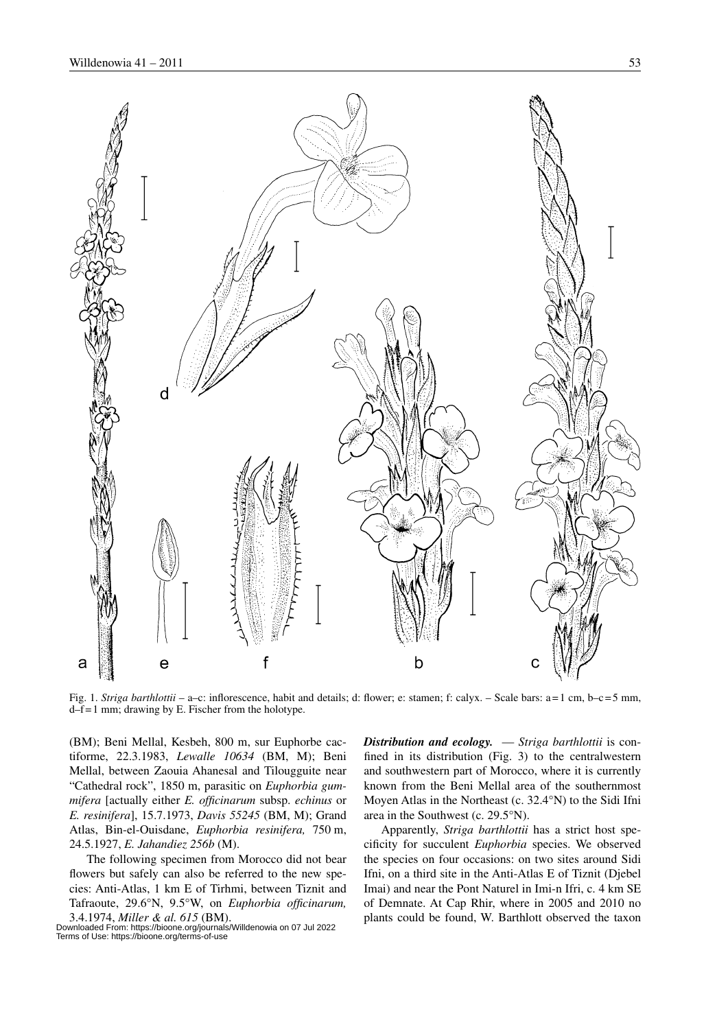Fig. 1. *Striga barthlottii* – a–c: inflorescence, habit and details; d: flower; e: stamen; f: calyx. – Scale bars: a = 1 cm, b–c = 5 mm, d–f = 1 mm; drawing by E. Fischer from the holotype.

(BM); Beni Mellal, Kesbeh, 800 m, sur Euphorbe cactiforme, 22.3.1983, *Lewalle 10634* (BM, M); Beni Mellal, between Zaouia Ahanesal and Tilougguite near "Cathedral rock", 1850 m, parasitic on *Euphorbia gummifera* [actually either *E. officinarum* subsp. *echinus* or *E. resinifera*], 15.7.1973, *Davis 55245* (BM, M); Grand Atlas, Bin-el-Ouisdane, *Euphorbia resinifera,* 750 m, 24.5.1927, *E. Jahandiez 256b* (M).

The following specimen from Morocco did not bear flowers but safely can also be referred to the new species: Anti-Atlas, 1 km E of Tirhmi, between Tiznit and Tafraoute, 29.6°N, 9.5°W, on *Euphorbia officinarum,* 3.4.1974, *Miller & al. 615* (BM).

***Distribution and ecology.*** — *Striga barthlottii* is confined in its distribution (Fig. 3) to the centralwestern and southwestern part of Morocco, where it is currently known from the Beni Mellal area of the southernmost Moyen Atlas in the Northeast (c. 32.4°N) to the Sidi Ifni area in the Southwest (c. 29.5°N).

Apparently, *Striga barthlottii* has a strict host specificity for succulent *Euphorbia* species. We observed the species on four occasions: on two sites around Sidi Ifni, on a third site in the Anti-Atlas E of Tiznit (Djebel Imai) and near the Pont Naturel in Imi-n Ifri, c. 4 km SE of Demnate. At Cap Rhir, where in 2005 and 2010 no plants could be found, W. Barthlott observed the taxon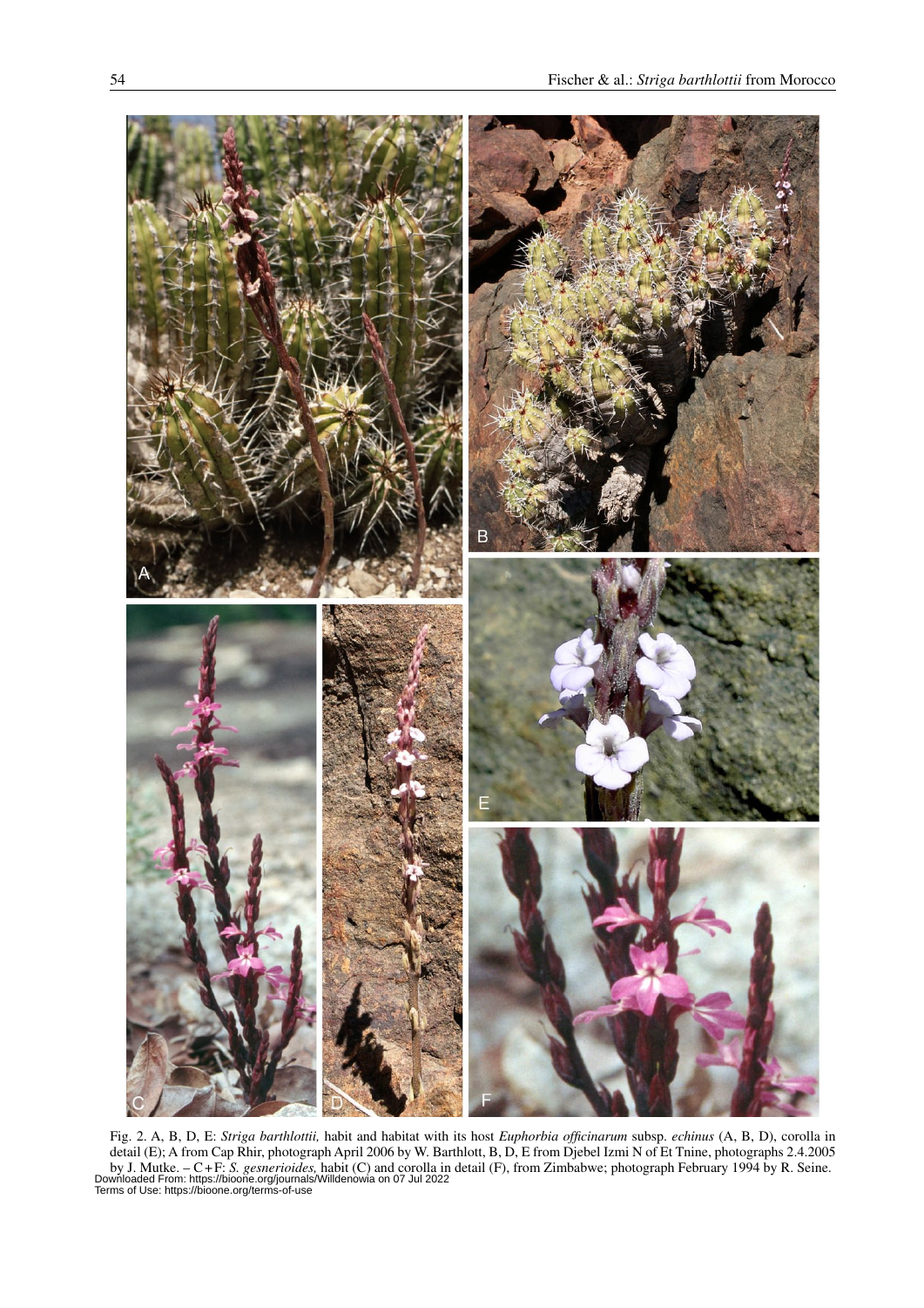Fig. 2. A, B, D, E: *Striga barthlottii,* habit and habitat with its host *Euphorbia officinarum* subsp. *echinus* (A, B, D), corolla in detail (E); A from Cap Rhir, photograph April 2006 by W. Barthlott, B, D, E from Djebel Izmi N of Et Tnine, photographs 2.4.2005 by J. Mutke. – C+F: *S. gesnerioides,* habit (C) and corolla in detail (F), from Zimbabwe; photograph February 1994 by R. Seine.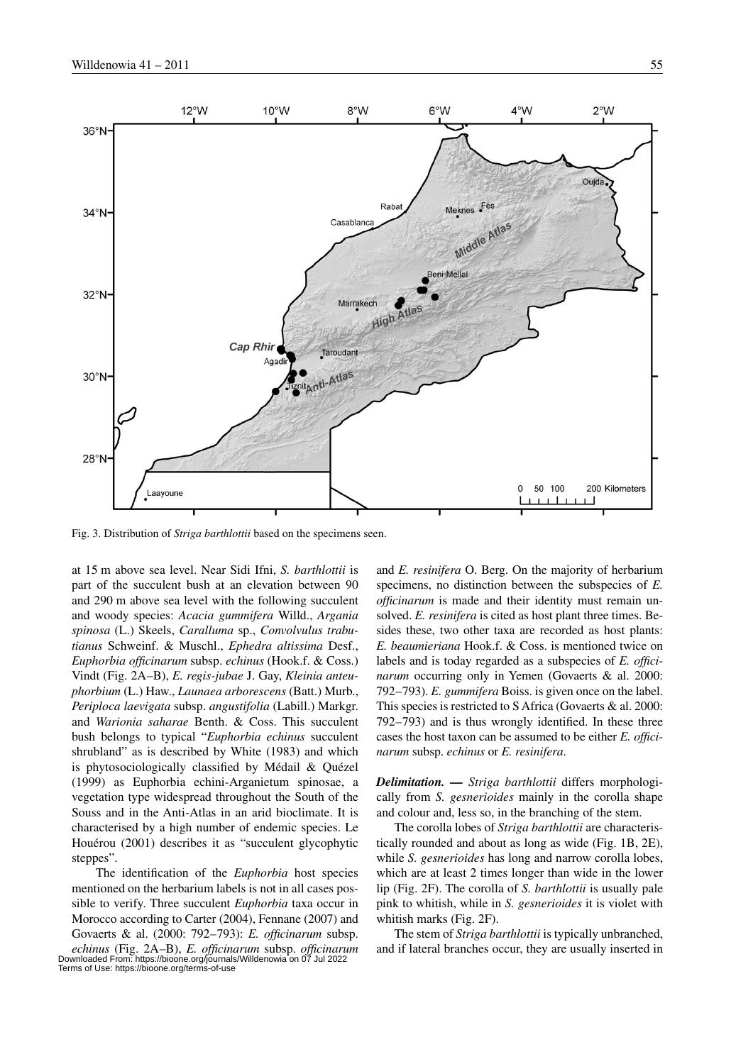Fig. 3. Distribution of *Striga barthlottii* based on the specimens seen.

at 15 m above sea level. Near Sidi Ifni, *S. barthlottii* is part of the succulent bush at an elevation between 90 and 290 m above sea level with the following succulent and woody species: *Acacia gummifera* Willd., *Argania spinosa* (L.) Skeels, *Caralluma* sp., *Convolvulus trabutianus* Schweinf. & Muschl., *Ephedra altissima* Desf., *Euphorbia officinarum* subsp. *echinus* (Hook.f. & Coss.) Vindt (Fig. 2A–B), *E. regis-jubae* J. Gay, *Kleinia anteuphorbium* (L.) Haw., *Launaea arborescens* (Batt.) Murb., *Periploca laevigata* subsp. *angustifolia* (Labill.) Markgr. and *Warionia saharae* Benth. & Coss. This succulent bush belongs to typical "*Euphorbia echinus* succulent shrubland" as is described by White (1983) and which is phytosociologically classified by Médail & Quézel (1999) as Euphorbia echini-Arganietum spinosae, a vegetation type widespread throughout the South of the Souss and in the Anti-Atlas in an arid bioclimate. It is characterised by a high number of endemic species. Le Houérou (2001) describes it as "succulent glycophytic steppes".

The identification of the *Euphorbia* host species mentioned on the herbarium labels is not in all cases possible to verify. Three succulent *Euphorbia* taxa occur in Morocco according to Carter (2004), Fennane (2007) and Govaerts & al. (2000: 792–793): *E. officinarum* subsp. *echinus* (Fig. 2A–B), *E. officinarum* subsp. *officinarum* and *E. resinifera* O. Berg. On the majority of herbarium specimens, no distinction between the subspecies of *E. officinarum* is made and their identity must remain unsolved. *E. resinifera* is cited as host plant three times. Besides these, two other taxa are recorded as host plants: *E. beaumieriana* Hook.f. & Coss. is mentioned twice on labels and is today regarded as a subspecies of *E. officinarum* occurring only in Yemen (Govaerts & al. 2000: 792–793). *E. gummifera* Boiss. is given once on the label. This species is restricted to S Africa (Govaerts & al. 2000: 792–793) and is thus wrongly identified. In these three cases the host taxon can be assumed to be either *E. officinarum* subsp. *echinus* or *E. resinifera*.

***Delimitation. —*** *Striga barthlottii* differs morphologically from *S. gesnerioides* mainly in the corolla shape and colour and, less so, in the branching of the stem.

The corolla lobes of *Striga barthlottii* are characteristically rounded and about as long as wide (Fig. 1B, 2E), while *S. gesnerioides* has long and narrow corolla lobes, which are at least 2 times longer than wide in the lower lip (Fig. 2F). The corolla of *S. barthlottii* is usually pale pink to whitish, while in *S. gesnerioides* it is violet with whitish marks (Fig. 2F).

The stem of *Striga barthlottii* is typically unbranched, and if lateral branches occur, they are usually inserted in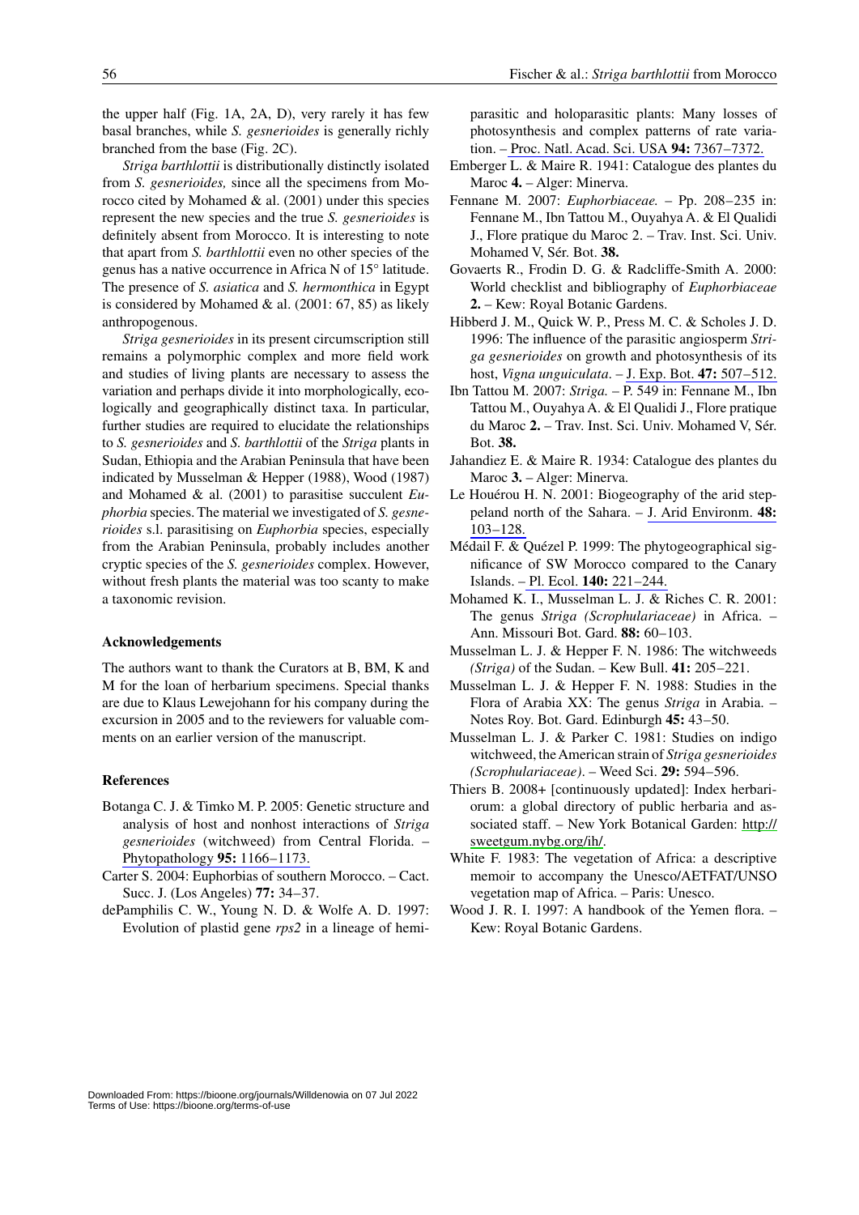the upper half (Fig. 1A, 2A, D), very rarely it has few basal branches, while *S. gesnerioides* is generally richly branched from the base (Fig. 2C).

*Striga barthlottii* is distributionally distinctly isolated from *S. gesnerioides,* since all the specimens from Morocco cited by Mohamed & al. (2001) under this species represent the new species and the true *S. gesnerioides* is definitely absent from Morocco. It is interesting to note that apart from *S. barthlottii* even no other species of the genus has a native occurrence in Africa N of 15° latitude. The presence of *S. asiatica* and *S. hermonthica* in Egypt is considered by Mohamed & al. (2001: 67, 85) as likely anthropogenous.

*Striga gesnerioides* in its present circumscription still remains a polymorphic complex and more field work and studies of living plants are necessary to assess the variation and perhaps divide it into morphologically, ecologically and geographically distinct taxa. In particular, further studies are required to elucidate the relationships to *S. gesnerioides* and *S. barthlottii* of the *Striga* plants in Sudan, Ethiopia and the Arabian Peninsula that have been indicated by Musselman & Hepper (1988), Wood (1987) and Mohamed & al. (2001) to parasitise succulent *Euphorbia* species. The material we investigated of *S. gesnerioides* s.l. parasitising on *Euphorbia* species, especially from the Arabian Peninsula, probably includes another cryptic species of the *S. gesnerioides* complex. However, without fresh plants the material was too scanty to make a taxonomic revision.

## Acknowledgements

The authors want to thank the Curators at B, BM, K and M for the loan of herbarium specimens. Special thanks are due to Klaus Lewejohann for his company during the excursion in 2005 and to the reviewers for valuable comments on an earlier version of the manuscript.

## References

Botanga C. J. & Timko M. P. 2005: Genetic structure and analysis of host and nonhost interactions of *Striga gesnerioides* (witchweed) from Central Florida. – Phytopathology **95:** 1166–1173.

Carter S. 2004: Euphorbias of southern Morocco. – Cact. Succ. J. (Los Angeles) **77:** 34–37.

dePamphilis C. W., Young N. D. & Wolfe A. D. 1997: Evolution of plastid gene *rps2* in a lineage of hemiparasitic and holoparasitic plants: Many losses of photosynthesis and complex patterns of rate variation. – Proc. Natl. Acad. Sci. USA **94:** 7367–7372.

Emberger L. & Maire R. 1941: Catalogue des plantes du Maroc **4.** – Alger: Minerva.

Fennane M. 2007: *Euphorbiaceae.* – Pp. 208–235 in: Fennane M., Ibn Tattou M., Ouyahya A. & El Qualidi J., Flore pratique du Maroc 2. – Trav. Inst. Sci. Univ. Mohamed V, Sér. Bot. **38.**

Govaerts R., Frodin D. G. & Radcliffe-Smith A. 2000: World checklist and bibliography of *Euphorbiaceae* **2.** – Kew: Royal Botanic Gardens.

Hibberd J. M., Quick W. P., Press M. C. & Scholes J. D. 1996: The influence of the parasitic angiosperm *Striga gesnerioides* on growth and photosynthesis of its host, *Vigna unguiculata*. – J. Exp. Bot. **47:** 507–512.

Ibn Tattou M. 2007: *Striga.* – P. 549 in: Fennane M., Ibn Tattou M., Ouyahya A. & El Qualidi J., Flore pratique du Maroc **2.** – Trav. Inst. Sci. Univ. Mohamed V, Sér. Bot. **38.**

Jahandiez E. & Maire R. 1934: Catalogue des plantes du Maroc **3.** – Alger: Minerva.

Le Houérou H. N. 2001: Biogeography of the arid steppeland north of the Sahara. – J. Arid Environm. **48:** 103–128.

Médail F. & Quézel P. 1999: The phytogeographical significance of SW Morocco compared to the Canary Islands. – Pl. Ecol. **140:** 221–244.

Mohamed K. I., Musselman L. J. & Riches C. R. 2001: The genus *Striga (Scrophulariaceae)* in Africa. – Ann. Missouri Bot. Gard. **88:** 60–103.

Musselman L. J. & Hepper F. N. 1986: The witchweeds *(Striga)* of the Sudan. – Kew Bull. **41:** 205–221.

Musselman L. J. & Hepper F. N. 1988: Studies in the Flora of Arabia XX: The genus *Striga* in Arabia. – Notes Roy. Bot. Gard. Edinburgh **45:** 43–50.

Musselman L. J. & Parker C. 1981: Studies on indigo witchweed, the American strain of *Striga gesnerioides (Scrophulariaceae)*. – Weed Sci. **29:** 594–596.

Thiers B. 2008+ [continuously updated]: Index herbariorum: a global directory of public herbaria and associated staff. – New York Botanical Garden: http://sweetgum.nybg.org/ih/.

White F. 1983: The vegetation of Africa: a descriptive memoir to accompany the Unesco/AETFAT/UNSO vegetation map of Africa. – Paris: Unesco.

Wood J. R. I. 1997: A handbook of the Yemen flora. – Kew: Royal Botanic Gardens.